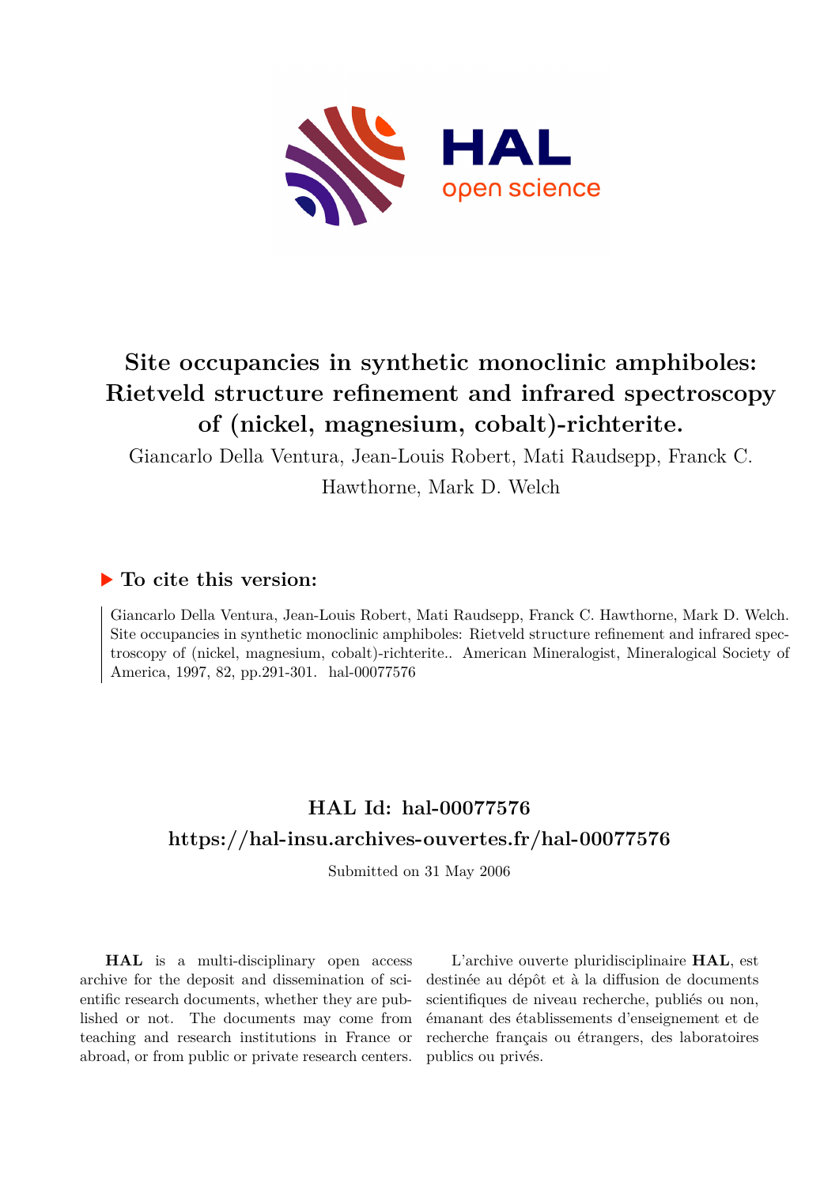# Site occupancies in synthetic monoclinic amphiboles: Rietveld structure refinement and infrared spectroscopy of (nickel, magnesium, cobalt)-richterite.

Giancarlo Della Ventura, Jean-Louis Robert, Mati Raudsepp, Franck C. Hawthorne, Mark D. Welch

## ▶ To cite this version:

Giancarlo Della Ventura, Jean-Louis Robert, Mati Raudsepp, Franck C. Hawthorne, Mark D. Welch. Site occupancies in synthetic monoclinic amphiboles: Rietveld structure refinement and infrared spectroscopy of (nickel, magnesium, cobalt)-richterite.. American Mineralogist, Mineralogical Society of America, 1997, 82, pp.291-301. hal-00077576

## HAL Id: hal-00077576

## https://hal-insu.archives-ouvertes.fr/hal-00077576

Submitted on 31 May 2006

**HAL** is a multi-disciplinary open access archive for the deposit and dissemination of scientific research documents, whether they are published or not. The documents may come from teaching and research institutions in France or abroad, or from public or private research centers.

L'archive ouverte pluridisciplinaire **HAL**, est destinée au dépôt et à la diffusion de documents scientifiques de niveau recherche, publiés ou non, émanant des établissements d'enseignement et de recherche français ou étrangers, des laboratoires publics ou privés.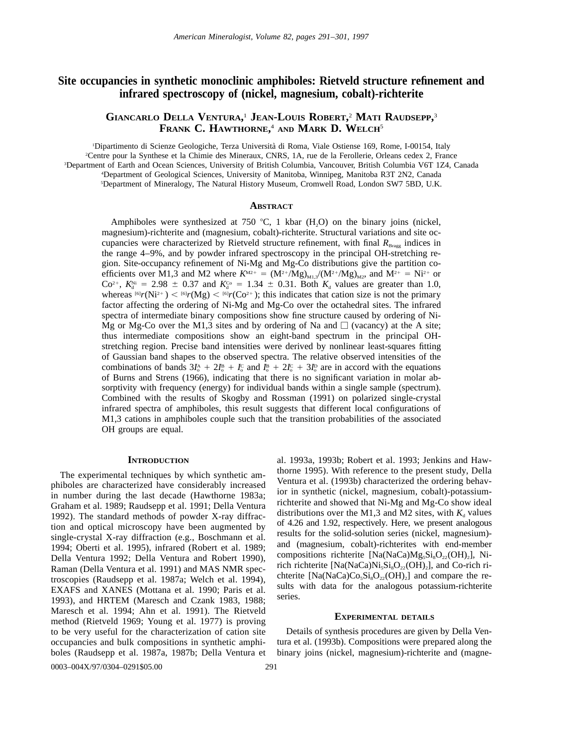# Site occupancies in synthetic monoclinic amphiboles: Rietveld structure refinement and infrared spectroscopy of (nickel, magnesium, cobalt)-richterite

**Giancarlo Della Ventura,[1] Jean-Louis Robert,[2] Mati Raudsepp,[3] Frank C. Hawthorne,[4] and Mark D. Welch[5]**

[1]Dipartimento di Scienze Geologiche, Terza Università di Roma, Viale Ostiense 169, Rome, I-00154, Italy
[2]Centre pour la Synthese et la Chimie des Mineraux, CNRS, 1A, rue de la Ferollerie, Orleans cedex 2, France
[3]Department of Earth and Ocean Sciences, University of British Columbia, Vancouver, British Columbia V6T 1Z4, Canada
[4]Department of Geological Sciences, University of Manitoba, Winnipeg, Manitoba R3T 2N2, Canada
[5]Department of Mineralogy, The Natural History Museum, Cromwell Road, London SW7 5BD, U.K.

## Abstract

Amphiboles were synthesized at 750 °C, 1 kbar ($H_2O$) on the binary joins (nickel, magnesium)-richterite and (magnesium, cobalt)-richterite. Structural variations and site occupancies were characterized by Rietveld structure refinement, with final $R_{Bragg}$ indices in the range 4–9%, and by powder infrared spectroscopy in the principal OH-stretching region. Site-occupancy refinement of Ni-Mg and Mg-Co distributions give the partition coefficients over M1,3 and M2 where $K^{M^{2+}} = (M^{2+}/Mg)_{M1,3}/(M^{2+}/Mg)_{M2}$, and $M^{2+} = Ni^{2+}$ or $Co^{2+}$, $K_d^{Ni} = 2.98 \pm 0.37$ and $K_d^{Co} = 1.34 \pm 0.31$. Both $K_d$ values are greater than 1.0, whereas ${}^{[6]}r(Ni^{2+}) < {}^{[6]}r(Mg) < {}^{[6]}r(Co^{2+})$; this indicates that cation size is not the primary factor affecting the ordering of Ni-Mg and Mg-Co over the octahedral sites. The infrared spectra of intermediate binary compositions show fine structure caused by ordering of Ni-Mg or Mg-Co over the M1,3 sites and by ordering of Na and □ (vacancy) at the A site; thus intermediate compositions show an eight-band spectrum in the principal OH-stretching region. Precise band intensities were derived by nonlinear least-squares fitting of Gaussian band shapes to the observed spectra. The relative observed intensities of the combinations of bands $3I_o^A + 2I_o^B + I_o^C$ and $I_o^B + 2I_o^C + 3I_o^D$ are in accord with the equations of Burns and Strens (1966), indicating that there is no significant variation in molar absorptivity with frequency (energy) for individual bands within a single sample (spectrum). Combined with the results of Skogby and Rossman (1991) on polarized single-crystal infrared spectra of amphiboles, this result suggests that different local configurations of M1,3 cations in amphiboles couple such that the transition probabilities of the associated OH groups are equal.

## Introduction

The experimental techniques by which synthetic amphiboles are characterized have considerably increased in number during the last decade (Hawthorne 1983a; Graham et al. 1989; Raudsepp et al. 1991; Della Ventura 1992). The standard methods of powder X-ray diffraction and optical microscopy have been augmented by single-crystal X-ray diffraction (e.g., Boschmann et al. 1994; Oberti et al. 1995), infrared (Robert et al. 1989; Della Ventura 1992; Della Ventura and Robert 1990), Raman (Della Ventura et al. 1991) and MAS NMR spectroscopies (Raudsepp et al. 1987a; Welch et al. 1994), EXAFS and XANES (Mottana et al. 1990; Paris et al. 1993), and HRTEM (Maresch and Czank 1983, 1988; Maresch et al. 1994; Ahn et al. 1991). The Rietveld method (Rietveld 1969; Young et al. 1977) is proving to be very useful for the characterization of cation site occupancies and bulk compositions in synthetic amphiboles (Raudsepp et al. 1987a, 1987b; Della Ventura et al. 1993a, 1993b; Robert et al. 1993; Jenkins and Hawthorne 1995). With reference to the present study, Della Ventura et al. (1993b) characterized the ordering behavior in synthetic (nickel, magnesium, cobalt)-potassium-richterite and showed that Ni-Mg and Mg-Co show ideal distributions over the M1,3 and M2 sites, with $K_d$ values of 4.26 and 1.92, respectively. Here, we present analogous results for the solid-solution series (nickel, magnesium)- and (magnesium, cobalt)-richterites with end-member compositions richterite [$Na(NaCa)Mg_5Si_8O_{22}(OH)_2$], Ni-rich richterite [$Na(NaCa)Ni_5Si_8O_{22}(OH)_2$], and Co-rich richterite [$Na(NaCa)Co_5Si_8O_{22}(OH)_2$] and compare the results with data for the analogous potassium-richterite series.

## Experimental details

Details of synthesis procedures are given by Della Ventura et al. (1993b). Compositions were prepared along the binary joins (nickel, magnesium)-richterite and (magne-

0003–004X/97/0304–0291$05.00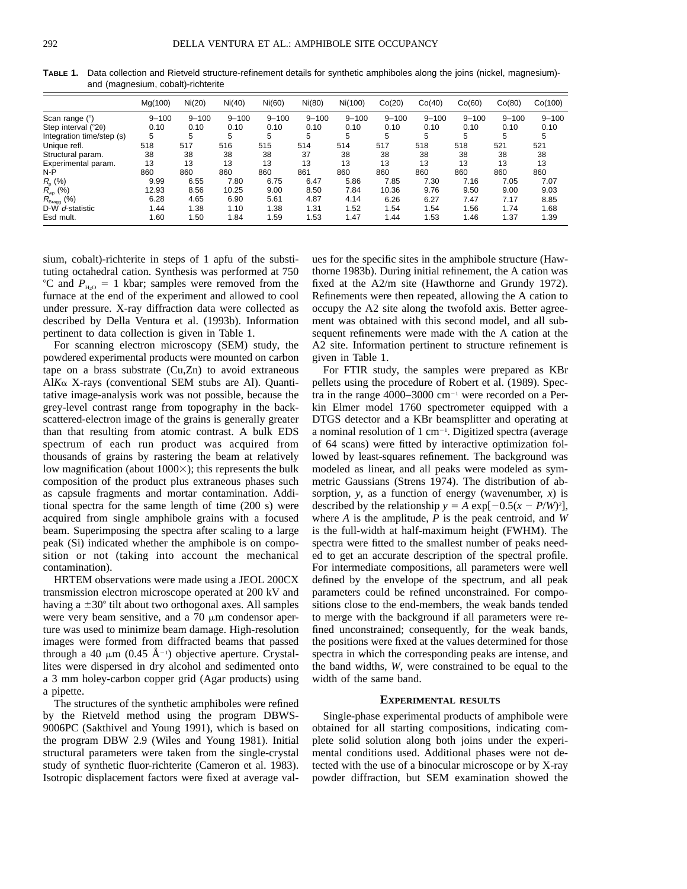**TABLE 1.** Data collection and Rietveld structure-refinement details for synthetic amphiboles along the joins (nickel, magnesium)- and (magnesium, cobalt)-richterite

| | Mg(100) | Ni(20) | Ni(40) | Ni(60) | Ni(80) | Ni(100) | Co(20) | Co(40) | Co(60) | Co(80) | Co(100) |
|---|---|---|---|---|---|---|---|---|---|---|---|
| Scan range (°) | 9–100 | 9–100 | 9–100 | 9–100 | 9–100 | 9–100 | 9–100 | 9–100 | 9–100 | 9–100 | 9–100 |
| Step interval (°2θ) | 0.10 | 0.10 | 0.10 | 0.10 | 0.10 | 0.10 | 0.10 | 0.10 | 0.10 | 0.10 | 0.10 |
| Integration time/step (s) | 5 | 5 | 5 | 5 | 5 | 5 | 5 | 5 | 5 | 5 | 5 |
| Unique refl. | 518 | 517 | 516 | 515 | 514 | 514 | 517 | 518 | 518 | 521 | 521 |
| Structural param. | 38 | 38 | 38 | 38 | 37 | 38 | 38 | 38 | 38 | 38 | 38 |
| Experimental param. | 13 | 13 | 13 | 13 | 13 | 13 | 13 | 13 | 13 | 13 | 13 |
| N-P | 860 | 860 | 860 | 860 | 861 | 860 | 860 | 860 | 860 | 860 | 860 |
| $R_p$ (%) | 9.99 | 6.55 | 7.80 | 6.75 | 6.47 | 5.86 | 7.85 | 7.30 | 7.16 | 7.05 | 7.07 |
| $R_{wp}$ (%) | 12.93 | 8.56 | 10.25 | 9.00 | 8.50 | 7.84 | 10.36 | 9.76 | 9.50 | 9.00 | 9.03 |
| $R_{Bragg}$ (%) | 6.28 | 4.65 | 6.90 | 5.61 | 4.87 | 4.14 | 6.26 | 6.27 | 7.47 | 7.17 | 8.85 |
| D-W *d*-statistic | 1.44 | 1.38 | 1.10 | 1.38 | 1.31 | 1.52 | 1.54 | 1.54 | 1.56 | 1.74 | 1.68 |
| Esd mult. | 1.60 | 1.50 | 1.84 | 1.59 | 1.53 | 1.47 | 1.44 | 1.53 | 1.46 | 1.37 | 1.39 |

sium, cobalt)-richterite in steps of 1 apfu of the substituting octahedral cation. Synthesis was performed at 750 °C and $P_{H_2O}$ = 1 kbar; samples were removed from the furnace at the end of the experiment and allowed to cool under pressure. X-ray diffraction data were collected as described by Della Ventura et al. (1993b). Information pertinent to data collection is given in Table 1.

For scanning electron microscopy (SEM) study, the powdered experimental products were mounted on carbon tape on a brass substrate (Cu,Zn) to avoid extraneous Al*K*α X-rays (conventional SEM stubs are Al). Quantitative image-analysis work was not possible, because the grey-level contrast range from topography in the backscattered-electron image of the grains is generally greater than that resulting from atomic contrast. A bulk EDS spectrum of each run product was acquired from thousands of grains by rastering the beam at relatively low magnification (about 1000×); this represents the bulk composition of the product plus extraneous phases such as capsule fragments and mortar contamination. Additional spectra for the same length of time (200 s) were acquired from single amphibole grains with a focused beam. Superimposing the spectra after scaling to a large peak (Si) indicated whether the amphibole is on composition or not (taking into account the mechanical contamination).

HRTEM observations were made using a JEOL 200CX transmission electron microscope operated at 200 kV and having a ±30° tilt about two orthogonal axes. All samples were very beam sensitive, and a 70 μm condensor aperture was used to minimize beam damage. High-resolution images were formed from diffracted beams that passed through a 40 μm (0.45 Å$^{-1}$) objective aperture. Crystallites were dispersed in dry alcohol and sedimented onto a 3 mm holey-carbon copper grid (Agar products) using a pipette.

The structures of the synthetic amphiboles were refined by the Rietveld method using the program DBWS-9006PC (Sakthivel and Young 1991), which is based on the program DBW 2.9 (Wiles and Young 1981). Initial structural parameters were taken from the single-crystal study of synthetic fluor-richterite (Cameron et al. 1983). Isotropic displacement factors were fixed at average values for the specific sites in the amphibole structure (Hawthorne 1983b). During initial refinement, the A cation was fixed at the A2/m site (Hawthorne and Grundy 1972). Refinements were then repeated, allowing the A cation to occupy the A2 site along the twofold axis. Better agreement was obtained with this second model, and all subsequent refinements were made with the A cation at the A2 site. Information pertinent to structure refinement is given in Table 1.

For FTIR study, the samples were prepared as KBr pellets using the procedure of Robert et al. (1989). Spectra in the range 4000–3000 cm$^{-1}$ were recorded on a Perkin Elmer model 1760 spectrometer equipped with a DTGS detector and a KBr beamsplitter and operating at a nominal resolution of 1 cm$^{-1}$. Digitized spectra (average of 64 scans) were fitted by interactive optimization followed by least-squares refinement. The background was modeled as linear, and all peaks were modeled as symmetric Gaussians (Strens 1974). The distribution of absorption, $y$, as a function of energy (wavenumber, $x$) is described by the relationship $y = A \exp[-0.5(x - P/W)^2]$, where $A$ is the amplitude, $P$ is the peak centroid, and $W$ is the full-width at half-maximum height (FWHM). The spectra were fitted to the smallest number of peaks needed to get an accurate description of the spectral profile. For intermediate compositions, all parameters were well defined by the envelope of the spectrum, and all peak parameters could be refined unconstrained. For compositions close to the end-members, the weak bands tended to merge with the background if all parameters were refined unconstrained; consequently, for the weak bands, the positions were fixed at the values determined for those spectra in which the corresponding peaks are intense, and the band widths, $W$, were constrained to be equal to the width of the same band.

## EXPERIMENTAL RESULTS

Single-phase experimental products of amphibole were obtained for all starting compositions, indicating complete solid solution along both joins under the experimental conditions used. Additional phases were not detected with the use of a binocular microscope or by X-ray powder diffraction, but SEM examination showed the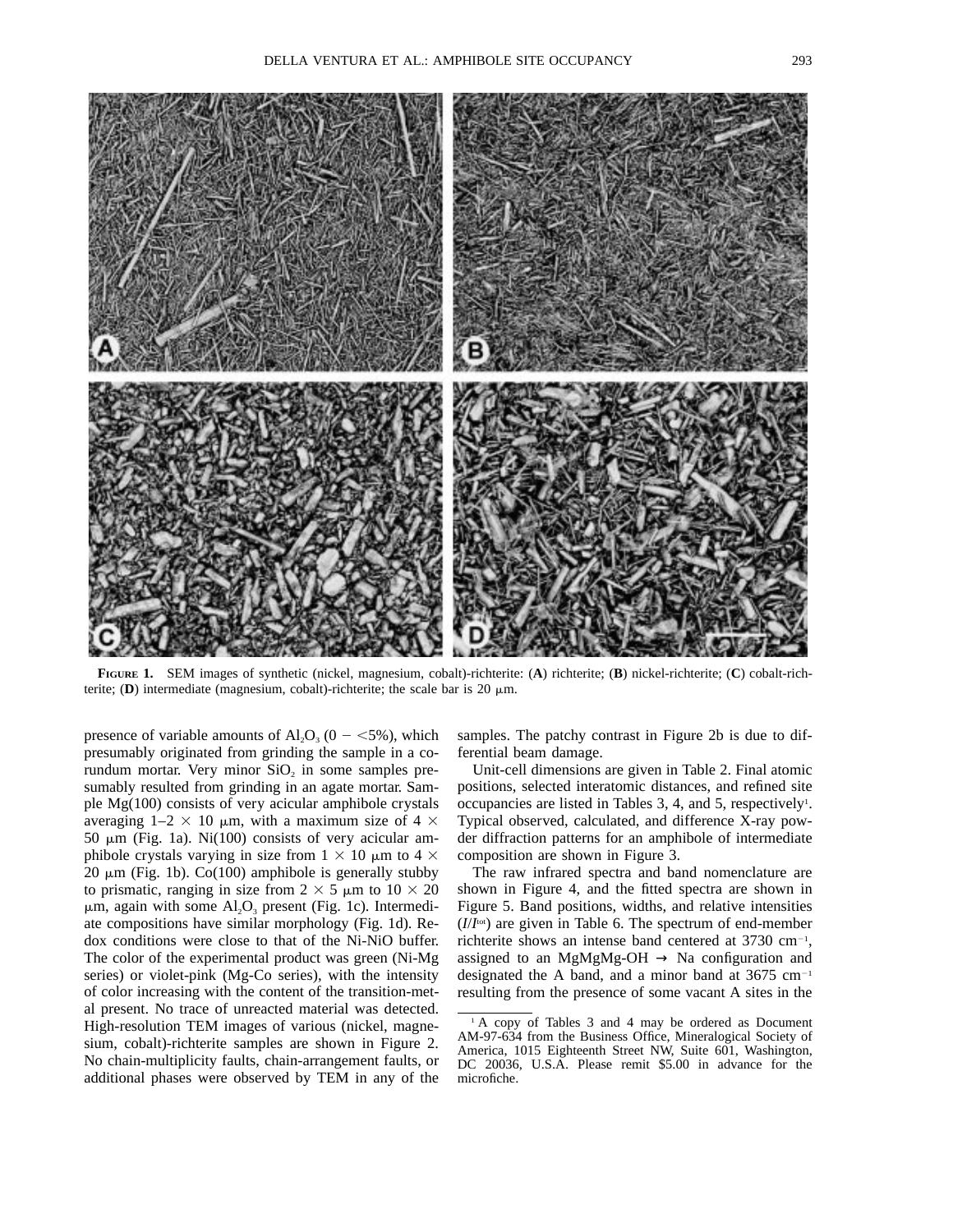**FIGURE 1.** SEM images of synthetic (nickel, magnesium, cobalt)-richterite: (**A**) richterite; (**B**) nickel-richterite; (**C**) cobalt-richterite; (**D**) intermediate (magnesium, cobalt)-richterite; the scale bar is 20 μm.

presence of variable amounts of $Al_2O_3$ (0 − <5%), which presumably originated from grinding the sample in a corundum mortar. Very minor $SiO_2$ in some samples presumably resulted from grinding in an agate mortar. Sample Mg(100) consists of very acicular amphibole crystals averaging 1–2 × 10 μm, with a maximum size of 4 × 50 μm (Fig. 1a). Ni(100) consists of very acicular amphibole crystals varying in size from 1 × 10 μm to 4 × 20 μm (Fig. 1b). Co(100) amphibole is generally stubby to prismatic, ranging in size from 2 × 5 μm to 10 × 20 μm, again with some $Al_2O_3$ present (Fig. 1c). Intermediate compositions have similar morphology (Fig. 1d). Redox conditions were close to that of the Ni-NiO buffer. The color of the experimental product was green (Ni-Mg series) or violet-pink (Mg-Co series), with the intensity of color increasing with the content of the transition-metal present. No trace of unreacted material was detected. High-resolution TEM images of various (nickel, magnesium, cobalt)-richterite samples are shown in Figure 2. No chain-multiplicity faults, chain-arrangement faults, or additional phases were observed by TEM in any of the samples. The patchy contrast in Figure 2b is due to differential beam damage.

Unit-cell dimensions are given in Table 2. Final atomic positions, selected interatomic distances, and refined site occupancies are listed in Tables 3, 4, and 5, respectively[1]. Typical observed, calculated, and difference X-ray powder diffraction patterns for an amphibole of intermediate composition are shown in Figure 3.

The raw infrared spectra and band nomenclature are shown in Figure 4, and the fitted spectra are shown in Figure 5. Band positions, widths, and relative intensities ($I/I^{tot}$) are given in Table 6. The spectrum of end-member richterite shows an intense band centered at 3730 $cm^{-1}$, assigned to an MgMgMg-OH → Na configuration and designated the A band, and a minor band at 3675 $cm^{-1}$ resulting from the presence of some vacant A sites in the

[1] A copy of Tables 3 and 4 may be ordered as Document AM-97-634 from the Business Office, Mineralogical Society of America, 1015 Eighteenth Street NW, Suite 601, Washington, DC 20036, U.S.A. Please remit $5.00 in advance for the microfiche.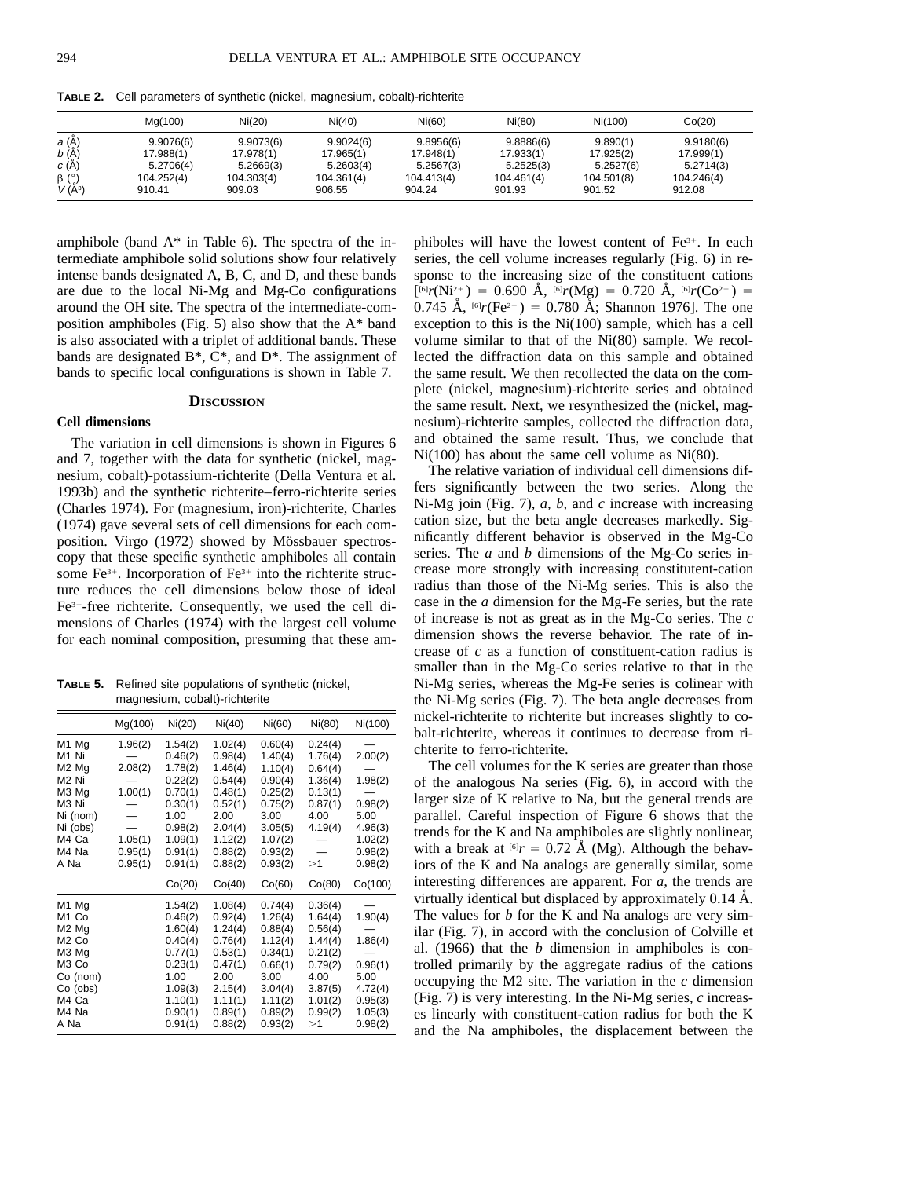**TABLE 2.** Cell parameters of synthetic (nickel, magnesium, cobalt)-richterite

| | Mg(100) | Ni(20) | Ni(40) | Ni(60) | Ni(80) | Ni(100) | Co(20) |
|---|---|---|---|---|---|---|---|
| *a* (Å) | 9.9076(6) | 9.9073(6) | 9.9024(6) | 9.8956(6) | 9.8886(6) | 9.890(1) | 9.9180(6) |
| *b* (Å) | 17.988(1) | 17.978(1) | 17.965(1) | 17.948(1) | 17.933(1) | 17.925(2) | 17.999(1) |
| *c* (Å) | 5.2706(4) | 5.2669(3) | 5.2603(4) | 5.2567(3) | 5.2525(3) | 5.2527(6) | 5.2714(3) |
| β (°) | 104.252(4) | 104.303(4) | 104.361(4) | 104.413(4) | 104.461(4) | 104.501(8) | 104.246(4) |
| *V* (Å³) | 910.41 | 909.03 | 906.55 | 904.24 | 901.93 | 901.52 | 912.08 |

amphibole (band A* in Table 6). The spectra of the intermediate amphibole solid solutions show four relatively intense bands designated A, B, C, and D, and these bands are due to the local Ni-Mg and Mg-Co configurations around the OH site. The spectra of the intermediate-composition amphiboles (Fig. 5) also show that the A* band is also associated with a triplet of additional bands. These bands are designated B*, C*, and D*. The assignment of bands to specific local configurations is shown in Table 7.

## DISCUSSION

### Cell dimensions

The variation in cell dimensions is shown in Figures 6 and 7, together with the data for synthetic (nickel, magnesium, cobalt)-potassium-richterite (Della Ventura et al. 1993b) and the synthetic richterite–ferro-richterite series (Charles 1974). For (magnesium, iron)-richterite, Charles (1974) gave several sets of cell dimensions for each composition. Virgo (1972) showed by Mössbauer spectroscopy that these specific synthetic amphiboles all contain some $Fe^{3+}$. Incorporation of $Fe^{3+}$ into the richterite structure reduces the cell dimensions below those of ideal $Fe^{3+}$-free richterite. Consequently, we used the cell dimensions of Charles (1974) with the largest cell volume for each nominal composition, presuming that these amphiboles will have the lowest content of $Fe^{3+}$. In each series, the cell volume increases regularly (Fig. 6) in response to the increasing size of the constituent cations [$^{[6]}r(Ni^{2+})$ = 0.690 Å, $^{[6]}r(Mg)$ = 0.720 Å, $^{[6]}r(Co^{2+})$ = 0.745 Å, $^{[6]}r(Fe^{2+})$ = 0.780 Å; Shannon 1976]. The one exception to this is the Ni(100) sample, which has a cell volume similar to that of the Ni(80) sample. We recollected the diffraction data on this sample and obtained the same result. We then recollected the data on the complete (nickel, magnesium)-richterite series and obtained the same result. Next, we resynthesized the (nickel, magnesium)-richterite samples, collected the diffraction data, and obtained the same result. Thus, we conclude that Ni(100) has about the same cell volume as Ni(80).

The relative variation of individual cell dimensions differs significantly between the two series. Along the Ni-Mg join (Fig. 7), *a*, *b*, and *c* increase with increasing cation size, but the beta angle decreases markedly. Significantly different behavior is observed in the Mg-Co series. The *a* and *b* dimensions of the Mg-Co series increase more strongly with increasing constitutent-cation radius than those of the Ni-Mg series. This is also the case in the *a* dimension for the Mg-Fe series, but the rate of increase is not as great as in the Mg-Co series. The *c* dimension shows the reverse behavior. The rate of increase of *c* as a function of constituent-cation radius is smaller than in the Mg-Co series relative to that in the Ni-Mg series, whereas the Mg-Fe series is colinear with the Ni-Mg series (Fig. 7). The beta angle decreases from nickel-richterite to richterite but increases slightly to cobalt-richterite, whereas it continues to decrease from richterite to ferro-richterite.

The cell volumes for the K series are greater than those of the analogous Na series (Fig. 6), in accord with the larger size of K relative to Na, but the general trends are parallel. Careful inspection of Figure 6 shows that the trends for the K and Na amphiboles are slightly nonlinear, with a break at $^{[6]}r$ = 0.72 Å (Mg). Although the behaviors of the K and Na analogs are generally similar, some interesting differences are apparent. For *a*, the trends are virtually identical but displaced by approximately 0.14 Å. The values for *b* for the K and Na analogs are very similar (Fig. 7), in accord with the conclusion of Colville et al. (1966) that the *b* dimension in amphiboles is controlled primarily by the aggregate radius of the cations occupying the M2 site. The variation in the *c* dimension (Fig. 7) is very interesting. In the Ni-Mg series, *c* increases linearly with constituent-cation radius for both the K and the Na amphiboles, the displacement between the

**TABLE 5.** Refined site populations of synthetic (nickel, magnesium, cobalt)-richterite

| | Mg(100) | Ni(20) | Ni(40) | Ni(60) | Ni(80) | Ni(100) |
|---|---|---|---|---|---|---|
| M1 Mg | 1.96(2) | 1.54(2) | 1.02(4) | 0.60(4) | 0.24(4) | — |
| M1 Ni | — | 0.46(2) | 0.98(4) | 1.40(4) | 1.76(4) | 2.00(2) |
| M2 Mg | 2.08(2) | 1.78(2) | 1.46(4) | 1.10(4) | 0.64(4) | — |
| M2 Ni | — | 0.22(2) | 0.54(4) | 0.90(4) | 1.36(4) | 1.98(2) |
| M3 Mg | 1.00(1) | 0.70(1) | 0.48(1) | 0.25(2) | 0.13(1) | — |
| M3 Ni | — | 0.30(1) | 0.52(1) | 0.75(2) | 0.87(1) | 0.98(2) |
| Ni (nom) | — | 1.00 | 2.00 | 3.00 | 4.00 | 5.00 |
| Ni (obs) | — | 0.98(2) | 2.04(4) | 3.05(5) | 4.19(4) | 4.96(3) |
| M4 Ca | 1.05(1) | 1.09(1) | 1.12(2) | 1.07(2) | — | 1.02(2) |
| M4 Na | 0.95(1) | 0.91(1) | 0.88(2) | 0.93(2) | — | 0.98(2) |
| A Na | 0.95(1) | 0.91(1) | 0.88(2) | 0.93(2) | >1 | 0.98(2) |
| | | Co(20) | Co(40) | Co(60) | Co(80) | Co(100) |
| M1 Mg | | 1.54(2) | 1.08(4) | 0.74(4) | 0.36(4) | — |
| M1 Co | | 0.46(2) | 0.92(4) | 1.26(4) | 1.64(4) | 1.90(4) |
| M2 Mg | | 1.60(4) | 1.24(4) | 0.88(4) | 0.56(4) | — |
| M2 Co | | 0.40(4) | 0.76(4) | 1.12(4) | 1.44(4) | 1.86(4) |
| M3 Mg | | 0.77(1) | 0.53(1) | 0.34(1) | 0.21(2) | — |
| M3 Co | | 0.23(1) | 0.47(1) | 0.66(1) | 0.79(2) | 0.96(1) |
| Co (nom) | | 1.00 | 2.00 | 3.00 | 4.00 | 5.00 |
| Co (obs) | | 1.09(3) | 2.15(4) | 3.04(4) | 3.87(5) | 4.72(4) |
| M4 Ca | | 1.10(1) | 1.11(1) | 1.11(2) | 1.01(2) | 0.95(3) |
| M4 Na | | 0.90(1) | 0.89(1) | 0.89(2) | 0.99(2) | 1.05(3) |
| A Na | | 0.91(1) | 0.88(2) | 0.93(2) | >1 | 0.98(2) |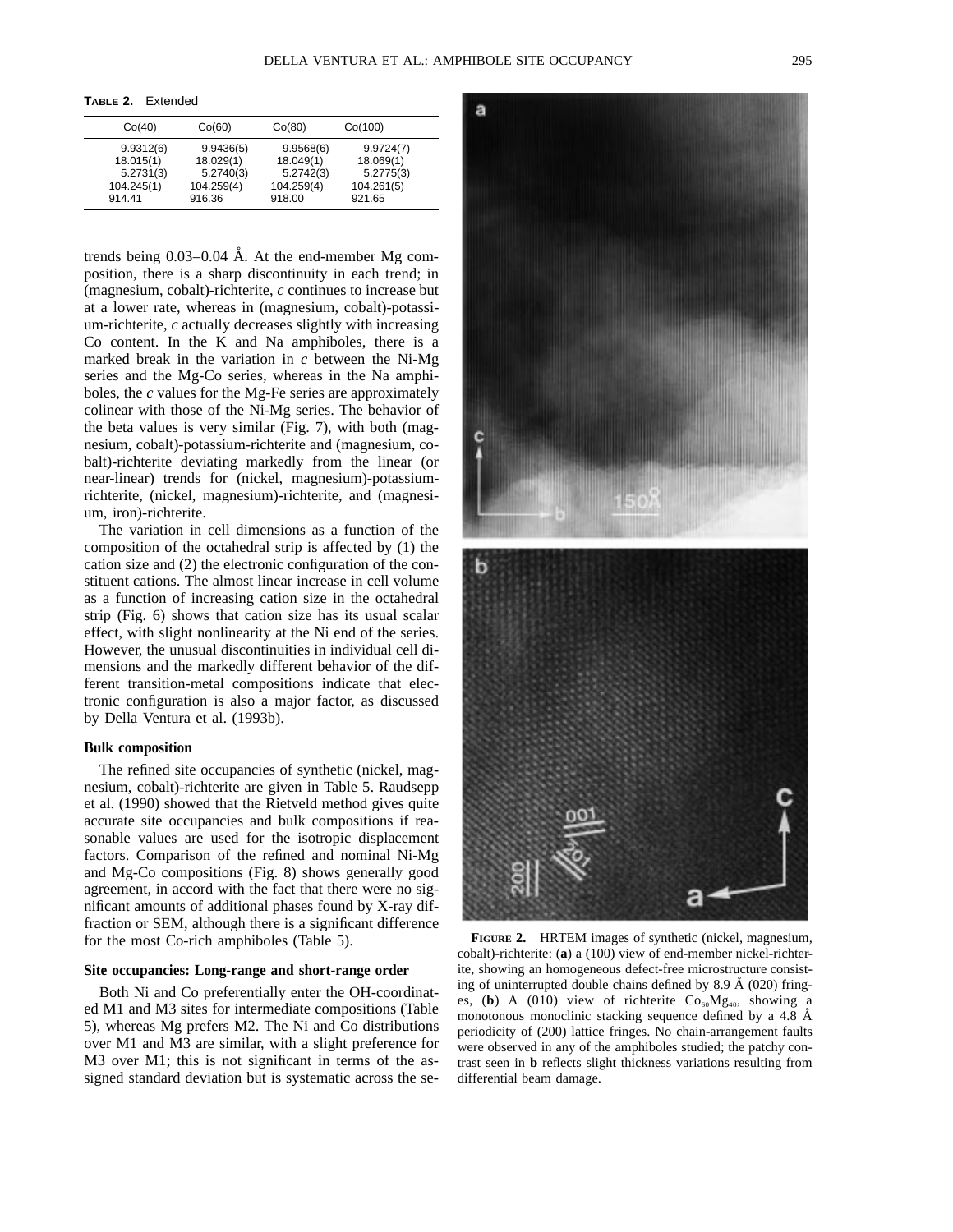**TABLE 2.** Extended

| Co(40) | Co(60) | Co(80) | Co(100) |
|---|---|---|---|
| 9.9312(6) | 9.9436(5) | 9.9568(6) | 9.9724(7) |
| 18.015(1) | 18.029(1) | 18.049(1) | 18.069(1) |
| 5.2731(3) | 5.2740(3) | 5.2742(3) | 5.2775(3) |
| 104.245(1) | 104.259(4) | 104.259(4) | 104.261(5) |
| 914.41 | 916.36 | 918.00 | 921.65 |

trends being 0.03–0.04 Å. At the end-member Mg composition, there is a sharp discontinuity in each trend; in (magnesium, cobalt)-richterite, *c* continues to increase but at a lower rate, whereas in (magnesium, cobalt)-potassium-richterite, *c* actually decreases slightly with increasing Co content. In the K and Na amphiboles, there is a marked break in the variation in *c* between the Ni-Mg series and the Mg-Co series, whereas in the Na amphiboles, the *c* values for the Mg-Fe series are approximately colinear with those of the Ni-Mg series. The behavior of the beta values is very similar (Fig. 7), with both (magnesium, cobalt)-potassium-richterite and (magnesium, cobalt)-richterite deviating markedly from the linear (or near-linear) trends for (nickel, magnesium)-potassium-richterite, (nickel, magnesium)-richterite, and (magnesium, iron)-richterite.

The variation in cell dimensions as a function of the composition of the octahedral strip is affected by (1) the cation size and (2) the electronic configuration of the constituent cations. The almost linear increase in cell volume as a function of increasing cation size in the octahedral strip (Fig. 6) shows that cation size has its usual scalar effect, with slight nonlinearity at the Ni end of the series. However, the unusual discontinuities in individual cell dimensions and the markedly different behavior of the different transition-metal compositions indicate that electronic configuration is also a major factor, as discussed by Della Ventura et al. (1993b).

### Bulk composition

The refined site occupancies of synthetic (nickel, magnesium, cobalt)-richterite are given in Table 5. Raudsepp et al. (1990) showed that the Rietveld method gives quite accurate site occupancies and bulk compositions if reasonable values are used for the isotropic displacement factors. Comparison of the refined and nominal Ni-Mg and Mg-Co compositions (Fig. 8) shows generally good agreement, in accord with the fact that there were no significant amounts of additional phases found by X-ray diffraction or SEM, although there is a significant difference for the most Co-rich amphiboles (Table 5).

### Site occupancies: Long-range and short-range order

Both Ni and Co preferentially enter the OH-coordinated M1 and M3 sites for intermediate compositions (Table 5), whereas Mg prefers M2. The Ni and Co distributions over M1 and M3 are similar, with a slight preference for M3 over M1; this is not significant in terms of the assigned standard deviation but is systematic across the se-

**FIGURE 2.** HRTEM images of synthetic (nickel, magnesium, cobalt)-richterite: (**a**) a (100) view of end-member nickel-richterite, showing an homogeneous defect-free microstructure consisting of uninterrupted double chains defined by 8.9 Å (020) fringes, (**b**) A (010) view of richterite $Co_{60}Mg_{40}$, showing a monotonous monoclinic stacking sequence defined by a 4.8 Å periodicity of (200) lattice fringes. No chain-arrangement faults were observed in any of the amphiboles studied; the patchy contrast seen in **b** reflects slight thickness variations resulting from differential beam damage.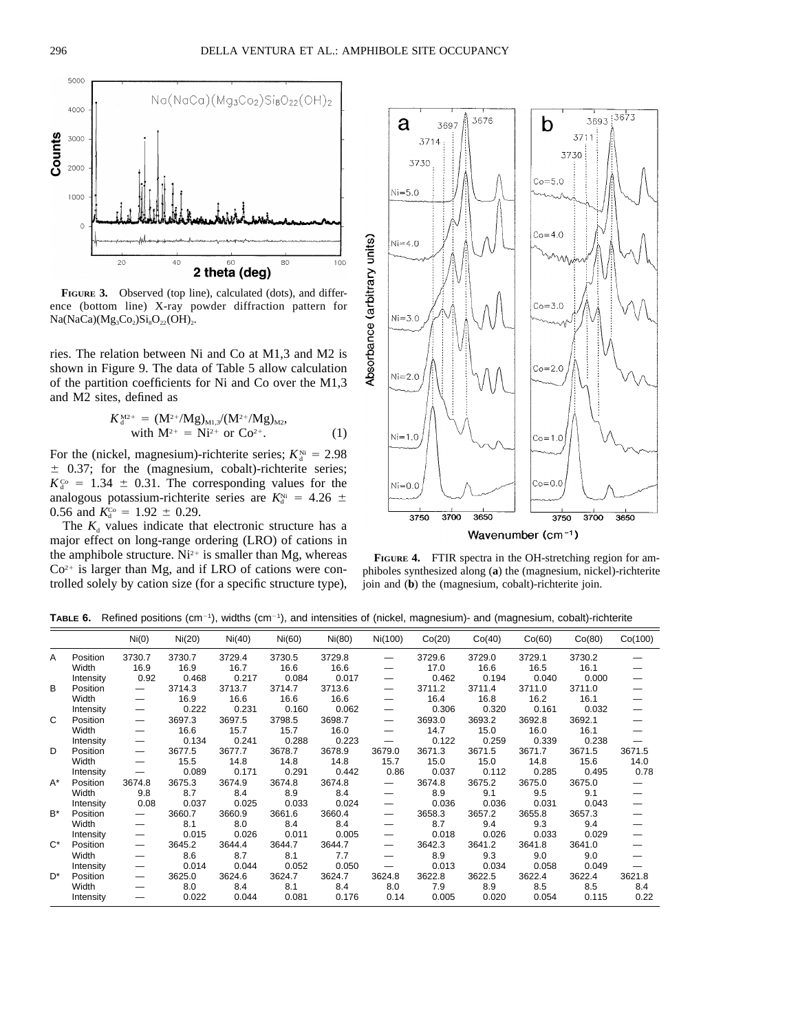**FIGURE 3.** Observed (top line), calculated (dots), and difference (bottom line) X-ray powder diffraction pattern for $Na(NaCa)(Mg_3Co_2)Si_8O_{22}(OH)_2$.

ries. The relation between Ni and Co at M1,3 and M2 is shown in Figure 9. The data of Table 5 allow calculation of the partition coefficients for Ni and Co over the M1,3 and M2 sites, defined as

$$K_d^{M^{2+}} = (M^{2+}/Mg)_{M1,3}/(M^{2+}/Mg)_{M2}, \text{ with } M^{2+} = Ni^{2+} \text{ or } Co^{2+}. \quad (1)$$

For the (nickel, magnesium)-richterite series; $K_d^{Ni} = 2.98 \pm 0.37$; for the (magnesium, cobalt)-richterite series; $K_d^{Co} = 1.34 \pm 0.31$. The corresponding values for the analogous potassium-richterite series are $K_d^{Ni} = 4.26 \pm 0.56$ and $K_d^{Co} = 1.92 \pm 0.29$.

The $K_d$ values indicate that electronic structure has a major effect on long-range ordering (LRO) of cations in the amphibole structure. $Ni^{2+}$ is smaller than Mg, whereas $Co^{2+}$ is larger than Mg, and if LRO of cations were controlled solely by cation size (for a specific structure type),

**FIGURE 4.** FTIR spectra in the OH-stretching region for amphiboles synthesized along (**a**) the (magnesium, nickel)-richterite join and (**b**) the (magnesium, cobalt)-richterite join.

**TABLE 6.** Refined positions ($cm^{-1}$), widths ($cm^{-1}$), and intensities of (nickel, magnesium)- and (magnesium, cobalt)-richterite

| | | Ni(0) | Ni(20) | Ni(40) | Ni(60) | Ni(80) | Ni(100) | Co(20) | Co(40) | Co(60) | Co(80) | Co(100) |
|---|---|---|---|---|---|---|---|---|---|---|---|---|
| A | Position | 3730.7 | 3730.7 | 3729.4 | 3730.5 | 3729.8 | — | 3729.6 | 3729.0 | 3729.1 | 3730.2 | — |
| | Width | 16.9 | 16.9 | 16.7 | 16.6 | 16.6 | — | 17.0 | 16.6 | 16.5 | 16.1 | — |
| | Intensity | 0.92 | 0.468 | 0.217 | 0.084 | 0.017 | — | 0.462 | 0.194 | 0.040 | 0.000 | — |
| B | Position | — | 3714.3 | 3713.7 | 3714.7 | 3713.6 | — | 3711.2 | 3711.4 | 3711.0 | 3711.0 | — |
| | Width | — | 16.9 | 16.6 | 16.6 | 16.6 | — | 16.4 | 16.8 | 16.2 | 16.1 | — |
| | Intensity | — | 0.222 | 0.231 | 0.160 | 0.062 | — | 0.306 | 0.320 | 0.161 | 0.032 | — |
| C | Position | — | 3697.3 | 3697.5 | 3798.5 | 3698.7 | — | 3693.0 | 3693.2 | 3692.8 | 3692.1 | — |
| | Width | — | 16.6 | 15.7 | 15.7 | 16.0 | — | 14.7 | 15.0 | 16.0 | 16.1 | — |
| | Intensity | — | 0.134 | 0.241 | 0.288 | 0.223 | — | 0.122 | 0.259 | 0.339 | 0.238 | — |
| D | Position | — | 3677.5 | 3677.7 | 3678.7 | 3678.9 | 3679.0 | 3671.3 | 3671.5 | 3671.7 | 3671.5 | 3671.5 |
| | Width | — | 15.5 | 14.8 | 14.8 | 14.8 | 15.7 | 15.0 | 15.0 | 14.8 | 15.6 | 14.0 |
| | Intensity | — | 0.089 | 0.171 | 0.291 | 0.442 | 0.86 | 0.037 | 0.112 | 0.285 | 0.495 | 0.78 |
| A* | Position | 3674.8 | 3675.3 | 3674.9 | 3674.8 | 3674.8 | — | 3674.8 | 3675.2 | 3675.0 | 3675.0 | — |
| | Width | 9.8 | 8.7 | 8.4 | 8.9 | 8.4 | — | 8.9 | 9.1 | 9.5 | 9.1 | — |
| | Intensity | 0.08 | 0.037 | 0.025 | 0.033 | 0.024 | — | 0.036 | 0.036 | 0.031 | 0.043 | — |
| B* | Position | — | 3660.7 | 3660.9 | 3661.6 | 3660.4 | — | 3658.3 | 3657.2 | 3655.8 | 3657.3 | — |
| | Width | — | 8.1 | 8.0 | 8.4 | 8.4 | — | 8.7 | 9.4 | 9.3 | 9.4 | — |
| | Intensity | — | 0.015 | 0.026 | 0.011 | 0.005 | — | 0.018 | 0.026 | 0.033 | 0.029 | — |
| C* | Position | — | 3645.2 | 3644.4 | 3644.7 | 3644.7 | — | 3642.3 | 3641.2 | 3641.8 | 3641.0 | — |
| | Width | — | 8.6 | 8.7 | 8.1 | 7.7 | — | 8.9 | 9.3 | 9.0 | 9.0 | — |
| | Intensity | — | 0.014 | 0.044 | 0.052 | 0.050 | — | 0.013 | 0.034 | 0.058 | 0.049 | — |
| D* | Position | — | 3625.0 | 3624.6 | 3624.7 | 3624.7 | 3624.8 | 3622.8 | 3622.5 | 3622.4 | 3622.4 | 3621.8 |
| | Width | — | 8.0 | 8.4 | 8.1 | 8.4 | 8.0 | 7.9 | 8.9 | 8.5 | 8.5 | 8.4 |
| | Intensity | — | 0.022 | 0.044 | 0.081 | 0.176 | 0.14 | 0.005 | 0.020 | 0.054 | 0.115 | 0.22 |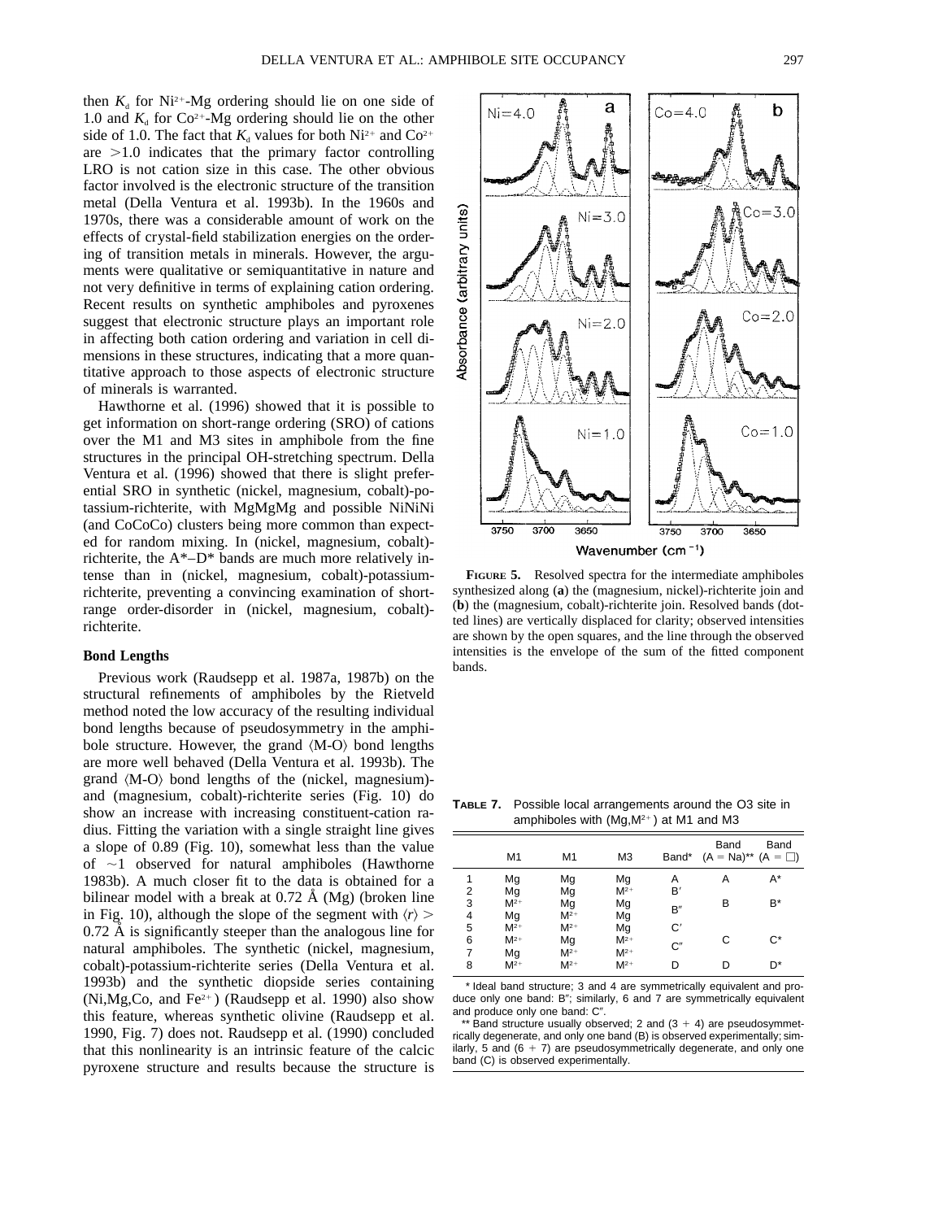then $K_d$ for $Ni^{2+}$-Mg ordering should lie on one side of 1.0 and $K_d$ for $Co^{2+}$-Mg ordering should lie on the other side of 1.0. The fact that $K_d$ values for both $Ni^{2+}$ and $Co^{2+}$ are >1.0 indicates that the primary factor controlling LRO is not cation size in this case. The other obvious factor involved is the electronic structure of the transition metal (Della Ventura et al. 1993b). In the 1960s and 1970s, there was a considerable amount of work on the effects of crystal-field stabilization energies on the ordering of transition metals in minerals. However, the arguments were qualitative or semiquantitative in nature and not very definitive in terms of explaining cation ordering. Recent results on synthetic amphiboles and pyroxenes suggest that electronic structure plays an important role in affecting both cation ordering and variation in cell dimensions in these structures, indicating that a more quantitative approach to those aspects of electronic structure of minerals is warranted.

Hawthorne et al. (1996) showed that it is possible to get information on short-range ordering (SRO) of cations over the M1 and M3 sites in amphibole from the fine structures in the principal OH-stretching spectrum. Della Ventura et al. (1996) showed that there is slight preferential SRO in synthetic (nickel, magnesium, cobalt)-potassium-richterite, with MgMgMg and possible NiNiNi (and CoCoCo) clusters being more common than expected for random mixing. In (nickel, magnesium, cobalt)-richterite, the A*–D* bands are much more relatively intense than in (nickel, magnesium, cobalt)-potassium-richterite, preventing a convincing examination of short-range order-disorder in (nickel, magnesium, cobalt)-richterite.

**FIGURE 5.** Resolved spectra for the intermediate amphiboles synthesized along (**a**) the (magnesium, nickel)-richterite join and (**b**) the (magnesium, cobalt)-richterite join. Resolved bands (dotted lines) are vertically displaced for clarity; observed intensities are shown by the open squares, and the line through the observed intensities is the envelope of the sum of the fitted component bands.

### Bond Lengths

Previous work (Raudsepp et al. 1987a, 1987b) on the structural refinements of amphiboles by the Rietveld method noted the low accuracy of the resulting individual bond lengths because of pseudosymmetry in the amphibole structure. However, the grand ⟨M-O⟩ bond lengths are more well behaved (Della Ventura et al. 1993b). The grand ⟨M-O⟩ bond lengths of the (nickel, magnesium)- and (magnesium, cobalt)-richterite series (Fig. 10) do show an increase with increasing constituent-cation radius. Fitting the variation with a single straight line gives a slope of 0.89 (Fig. 10), somewhat less than the value of ~1 observed for natural amphiboles (Hawthorne 1983b). A much closer fit to the data is obtained for a bilinear model with a break at 0.72 Å (Mg) (broken line in Fig. 10), although the slope of the segment with $\langle r \rangle >$ 0.72 Å is significantly steeper than the analogous line for natural amphiboles. The synthetic (nickel, magnesium, cobalt)-potassium-richterite series (Della Ventura et al. 1993b) and the synthetic diopside series containing (Ni,Mg,Co, and $Fe^{2+}$) (Raudsepp et al. 1990) also show this feature, whereas synthetic olivine (Raudsepp et al. 1990, Fig. 7) does not. Raudsepp et al. (1990) concluded that this nonlinearity is an intrinsic feature of the calcic pyroxene structure and results because the structure is

**TABLE 7.** Possible local arrangements around the O3 site in amphiboles with ($Mg,M^{2+}$) at M1 and M3

| | M1 | M1 | M3 | Band* | Band (A = Na)** | Band (A = □) |
|---|---|---|---|---|---|---|
| 1 | Mg | Mg | Mg | A | A | A* |
| 2 | Mg | Mg | $M^{2+}$ | B′ | | |
| 3 | $M^{2+}$ | Mg | Mg | B″ | B | B* |
| 4 | Mg | $M^{2+}$ | Mg | | | |
| 5 | $M^{2+}$ | $M^{2+}$ | Mg | C′ | | |
| 6 | $M^{2+}$ | Mg | $M^{2+}$ | C″ | C | C* |
| 7 | Mg | $M^{2+}$ | $M^{2+}$ | | | |
| 8 | $M^{2+}$ | $M^{2+}$ | $M^{2+}$ | D | D | D* |

\* Ideal band structure; 3 and 4 are symmetrically equivalent and produce only one band: B″; similarly, 6 and 7 are symmetrically equivalent and produce only one band: C″.

\*\* Band structure usually observed; 2 and (3 + 4) are pseudosymmetrically degenerate, and only one band (B) is observed experimentally; similarly, 5 and (6 + 7) are pseudosymmetrically degenerate, and only one band (C) is observed experimentally.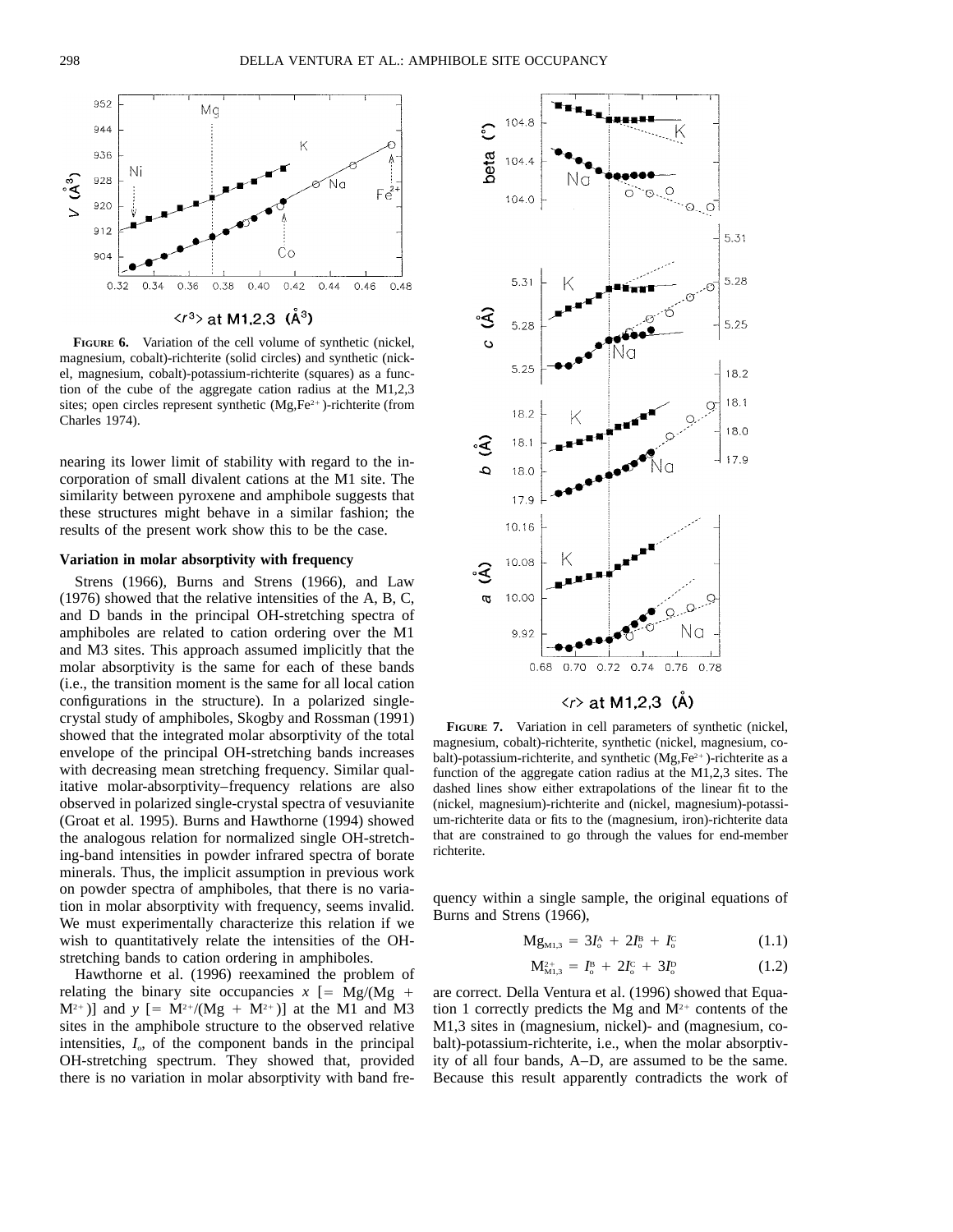**FIGURE 6.** Variation of the cell volume of synthetic (nickel, magnesium, cobalt)-richterite (solid circles) and synthetic (nickel, magnesium, cobalt)-potassium-richterite (squares) as a function of the cube of the aggregate cation radius at the M1,2,3 sites; open circles represent synthetic (Mg,$Fe^{2+}$)-richterite (from Charles 1974).

nearing its lower limit of stability with regard to the incorporation of small divalent cations at the M1 site. The similarity between pyroxene and amphibole suggests that these structures might behave in a similar fashion; the results of the present work show this to be the case.

### Variation in molar absorptivity with frequency

Strens (1966), Burns and Strens (1966), and Law (1976) showed that the relative intensities of the A, B, C, and D bands in the principal OH-stretching spectra of amphiboles are related to cation ordering over the M1 and M3 sites. This approach assumed implicitly that the molar absorptivity is the same for each of these bands (i.e., the transition moment is the same for all local cation configurations in the structure). In a polarized single-crystal study of amphiboles, Skogby and Rossman (1991) showed that the integrated molar absorptivity of the total envelope of the principal OH-stretching bands increases with decreasing mean stretching frequency. Similar qualitative molar-absorptivity–frequency relations are also observed in polarized single-crystal spectra of vesuvianite (Groat et al. 1995). Burns and Hawthorne (1994) showed the analogous relation for normalized single OH-stretching-band intensities in powder infrared spectra of borate minerals. Thus, the implicit assumption in previous work on powder spectra of amphiboles, that there is no variation in molar absorptivity with frequency, seems invalid. We must experimentally characterize this relation if we wish to quantitatively relate the intensities of the OH-stretching bands to cation ordering in amphiboles.

Hawthorne et al. (1996) reexamined the problem of relating the binary site occupancies $x$ [= Mg/(Mg + $M^{2+}$)] and $y$ [= $M^{2+}$/(Mg + $M^{2+}$)] at the M1 and M3 sites in the amphibole structure to the observed relative intensities, $I_o$, of the component bands in the principal OH-stretching spectrum. They showed that, provided there is no variation in molar absorptivity with band frequency within a single sample, the original equations of Burns and Strens (1966),

$$Mg_{M1,3} = 3I_o^A + 2I_o^B + I_o^C \quad (1.1)$$

$$M^{2+}_{M1,3} = I_o^B + 2I_o^C + 3I_o^D \quad (1.2)$$

are correct. Della Ventura et al. (1996) showed that Equation 1 correctly predicts the Mg and $M^{2+}$ contents of the M1,3 sites in (magnesium, nickel)- and (magnesium, cobalt)-potassium-richterite, i.e., when the molar absorptivity of all four bands, A–D, are assumed to be the same. Because this result apparently contradicts the work of

**FIGURE 7.** Variation in cell parameters of synthetic (nickel, magnesium, cobalt)-richterite, synthetic (nickel, magnesium, cobalt)-potassium-richterite, and synthetic (Mg,$Fe^{2+}$)-richterite as a function of the aggregate cation radius at the M1,2,3 sites. The dashed lines show either extrapolations of the linear fit to the (nickel, magnesium)-richterite and (nickel, magnesium)-potassium-richterite data or fits to the (magnesium, iron)-richterite data that are constrained to go through the values for end-member richterite.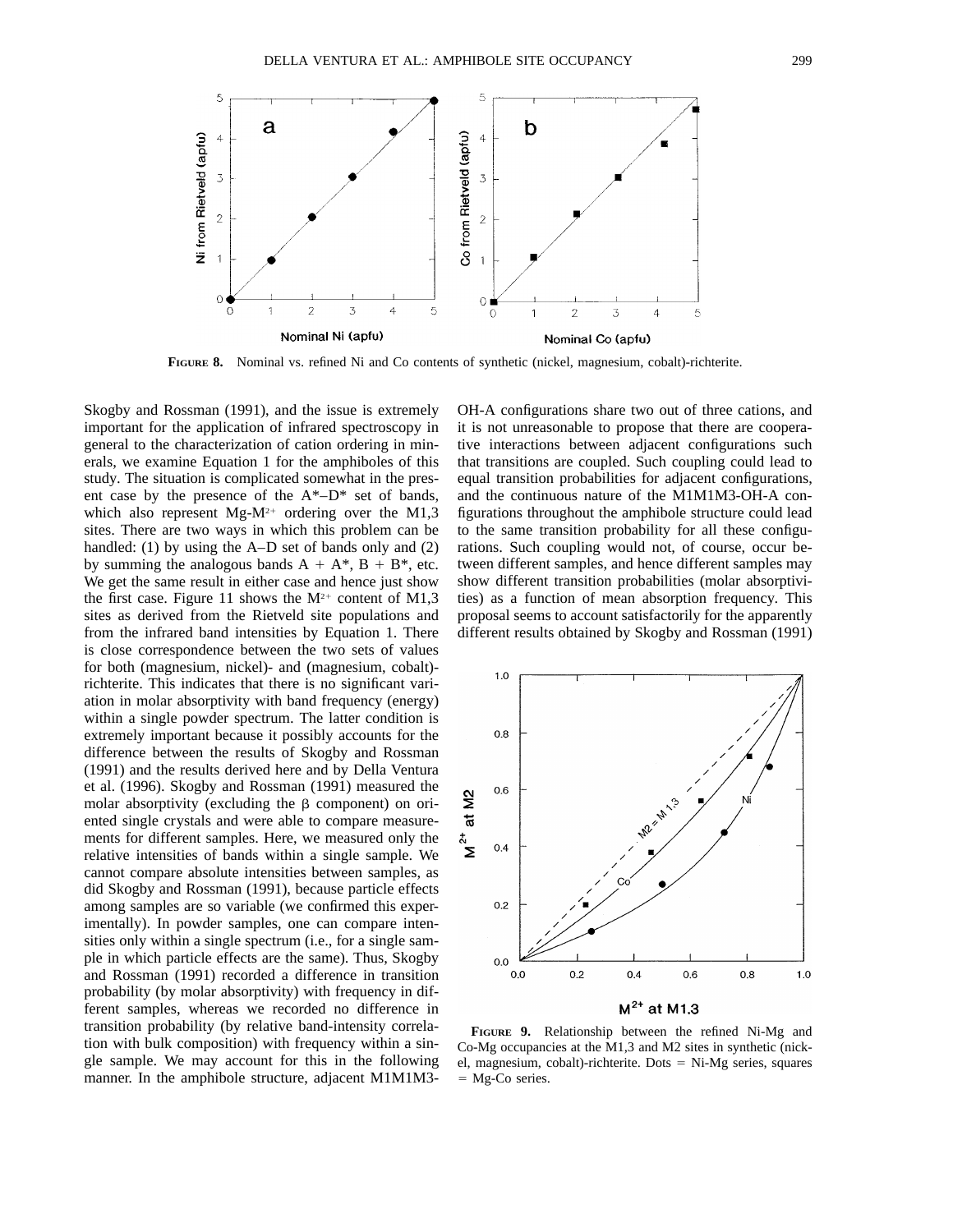**FIGURE 8.** Nominal vs. refined Ni and Co contents of synthetic (nickel, magnesium, cobalt)-richterite.

Skogby and Rossman (1991), and the issue is extremely important for the application of infrared spectroscopy in general to the characterization of cation ordering in minerals, we examine Equation 1 for the amphiboles of this study. The situation is complicated somewhat in the present case by the presence of the A*–D* set of bands, which also represent Mg-$M^{2+}$ ordering over the M1,3 sites. There are two ways in which this problem can be handled: (1) by using the A–D set of bands only and (2) by summing the analogous bands A + A*, B + B*, etc. We get the same result in either case and hence just show the first case. Figure 11 shows the $M^{2+}$ content of M1,3 sites as derived from the Rietveld site populations and from the infrared band intensities by Equation 1. There is close correspondence between the two sets of values for both (magnesium, nickel)- and (magnesium, cobalt)-richterite. This indicates that there is no significant variation in molar absorptivity with band frequency (energy) within a single powder spectrum. The latter condition is extremely important because it possibly accounts for the difference between the results of Skogby and Rossman (1991) and the results derived here and by Della Ventura et al. (1996). Skogby and Rossman (1991) measured the molar absorptivity (excluding the β component) on oriented single crystals and were able to compare measurements for different samples. Here, we measured only the relative intensities of bands within a single sample. We cannot compare absolute intensities between samples, as did Skogby and Rossman (1991), because particle effects among samples are so variable (we confirmed this experimentally). In powder samples, one can compare intensities only within a single spectrum (i.e., for a single sample in which particle effects are the same). Thus, Skogby and Rossman (1991) recorded a difference in transition probability (by molar absorptivity) with frequency in different samples, whereas we recorded no difference in transition probability (by relative band-intensity correlation with bulk composition) with frequency within a single sample. We may account for this in the following manner. In the amphibole structure, adjacent M1M1M3-OH-A configurations share two out of three cations, and it is not unreasonable to propose that there are cooperative interactions between adjacent configurations such that transitions are coupled. Such coupling could lead to equal transition probabilities for adjacent configurations, and the continuous nature of the M1M1M3-OH-A configurations throughout the amphibole structure could lead to the same transition probability for all these configurations. Such coupling would not, of course, occur between different samples, and hence different samples may show different transition probabilities (molar absorptivities) as a function of mean absorption frequency. This proposal seems to account satisfactorily for the apparently different results obtained by Skogby and Rossman (1991)

**FIGURE 9.** Relationship between the refined Ni-Mg and Co-Mg occupancies at the M1,3 and M2 sites in synthetic (nickel, magnesium, cobalt)-richterite. Dots = Ni-Mg series, squares = Mg-Co series.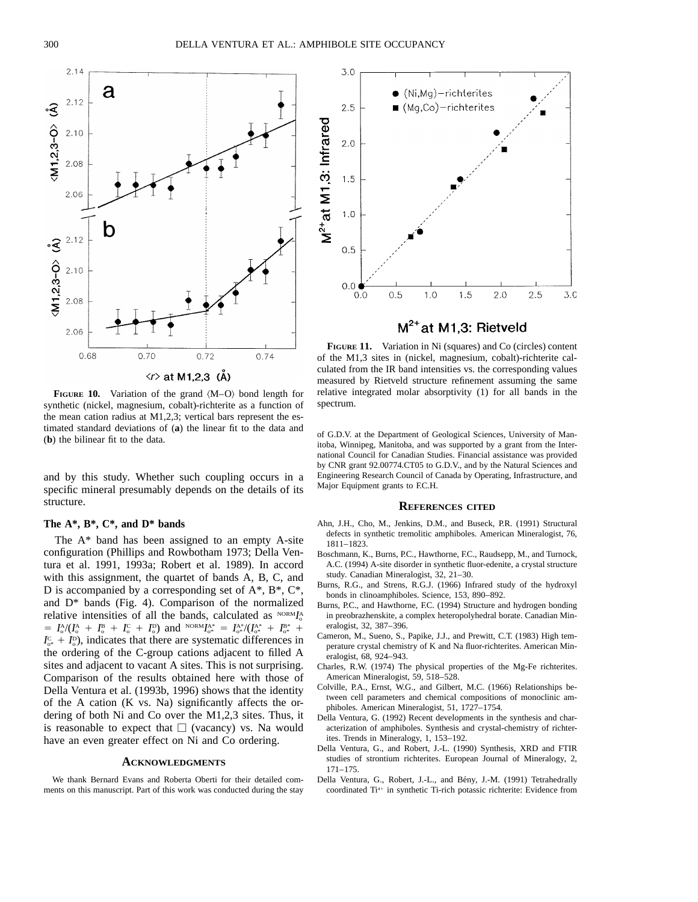**FIGURE 10.** Variation of the grand ⟨M–O⟩ bond length for synthetic (nickel, magnesium, cobalt)-richterite as a function of the mean cation radius at M1,2,3; vertical bars represent the estimated standard deviations of (**a**) the linear fit to the data and (**b**) the bilinear fit to the data.

**FIGURE 11.** Variation in Ni (squares) and Co (circles) content of the M1,3 sites in (nickel, magnesium, cobalt)-richterite calculated from the IR band intensities vs. the corresponding values measured by Rietveld structure refinement assuming the same relative integrated molar absorptivity (1) for all bands in the spectrum.

and by this study. Whether such coupling occurs in a specific mineral presumably depends on the details of its structure.

### The A*, B*, C*, and D* bands

The A* band has been assigned to an empty A-site configuration (Phillips and Rowbotham 1973; Della Ventura et al. 1991, 1993a; Robert et al. 1989). In accord with this assignment, the quartet of bands A, B, C, and D is accompanied by a corresponding set of A*, B*, C*, and D* bands (Fig. 4). Comparison of the normalized relative intensities of all the bands, calculated as ${}^{NORM}I^{A}_{o} = I^{A}_{o}/(I^{A}_{o} + I^{B}_{o} + I^{C}_{o} + I^{D}_{o})$ and ${}^{NORM}I^{A*}_{o*} = I^{A*}_{o*}/(I^{A*}_{o*} + I^{B*}_{o*} + I^{C}_{o*} + I^{D}_{o})$, indicates that there are systematic differences in the ordering of the C-group cations adjacent to filled A sites and adjacent to vacant A sites. This is not surprising. Comparison of the results obtained here with those of Della Ventura et al. (1993b, 1996) shows that the identity of the A cation (K vs. Na) significantly affects the ordering of both Ni and Co over the M1,2,3 sites. Thus, it is reasonable to expect that □ (vacancy) vs. Na would have an even greater effect on Ni and Co ordering.

## ACKNOWLEDGMENTS

We thank Bernard Evans and Roberta Oberti for their detailed comments on this manuscript. Part of this work was conducted during the stay of G.D.V. at the Department of Geological Sciences, University of Manitoba, Winnipeg, Manitoba, and was supported by a grant from the International Council for Canadian Studies. Financial assistance was provided by CNR grant 92.00774.CT05 to G.D.V., and by the Natural Sciences and Engineering Research Council of Canada by Operating, Infrastructure, and Major Equipment grants to F.C.H.

## REFERENCES CITED

Ahn, J.H., Cho, M., Jenkins, D.M., and Buseck, P.R. (1991) Structural defects in synthetic tremolitic amphiboles. American Mineralogist, 76, 1811–1823.

Boschmann, K., Burns, P.C., Hawthorne, F.C., Raudsepp, M., and Turnock, A.C. (1994) A-site disorder in synthetic fluor-edenite, a crystal structure study. Canadian Mineralogist, 32, 21–30.

Burns, R.G., and Strens, R.G.J. (1966) Infrared study of the hydroxyl bonds in clinoamphiboles. Science, 153, 890–892.

Burns, P.C., and Hawthorne, F.C. (1994) Structure and hydrogen bonding in preobrazhenskite, a complex heteropolyhedral borate. Canadian Mineralogist, 32, 387–396.

Cameron, M., Sueno, S., Papike, J.J., and Prewitt, C.T. (1983) High temperature crystal chemistry of K and Na fluor-richterites. American Mineralogist, 68, 924–943.

Charles, R.W. (1974) The physical properties of the Mg-Fe richterites. American Mineralogist, 59, 518–528.

Colville, P.A., Ernst, W.G., and Gilbert, M.C. (1966) Relationships between cell parameters and chemical compositions of monoclinic amphiboles. American Mineralogist, 51, 1727–1754.

Della Ventura, G. (1992) Recent developments in the synthesis and characterization of amphiboles. Synthesis and crystal-chemistry of richterites. Trends in Mineralogy, 1, 153–192.

Della Ventura, G., and Robert, J.-L. (1990) Synthesis, XRD and FTIR studies of strontium richterites. European Journal of Mineralogy, 2, 171–175.

Della Ventura, G., Robert, J.-L., and Bény, J.-M. (1991) Tetrahedrally coordinated $Ti^{4+}$ in synthetic Ti-rich potassic richterite: Evidence from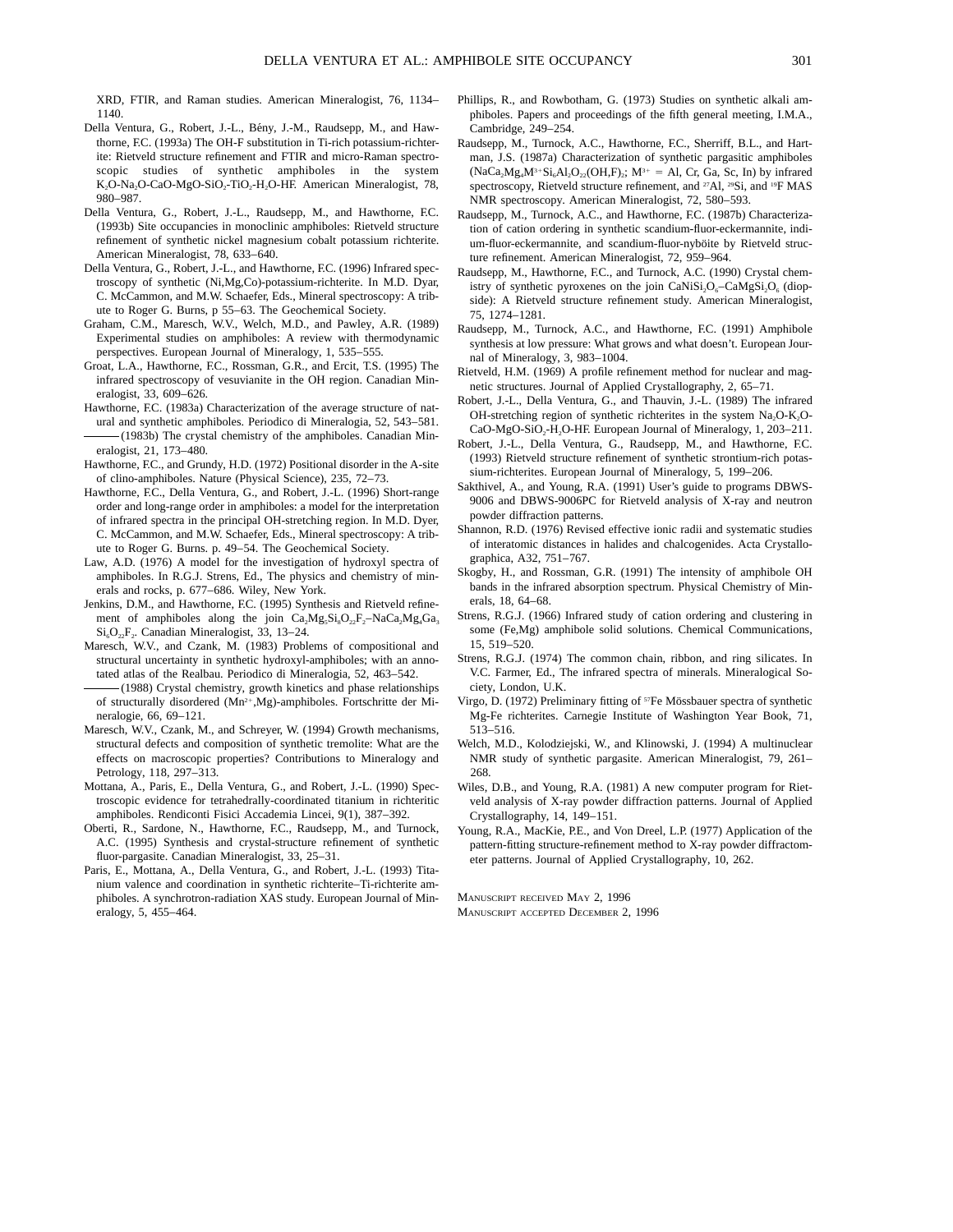XRD, FTIR, and Raman studies. American Mineralogist, 76, 1134–1140.

Della Ventura, G., Robert, J.-L., Bény, J.-M., Raudsepp, M., and Hawthorne, F.C. (1993a) The OH-F substitution in Ti-rich potassium-richterite: Rietveld structure refinement and FTIR and micro-Raman spectroscopic studies of synthetic amphiboles in the system $K_2O$-$Na_2O$-CaO-MgO-$SiO_2$-$TiO_2$-$H_2O$-HF. American Mineralogist, 78, 980–987.

Della Ventura, G., Robert, J.-L., Raudsepp, M., and Hawthorne, F.C. (1993b) Site occupancies in monoclinic amphiboles: Rietveld structure refinement of synthetic nickel magnesium cobalt potassium richterite. American Mineralogist, 78, 633–640.

Della Ventura, G., Robert, J.-L., and Hawthorne, F.C. (1996) Infrared spectroscopy of synthetic (Ni,Mg,Co)-potassium-richterite. In M.D. Dyar, C. McCammon, and M.W. Schaefer, Eds., Mineral spectroscopy: A tribute to Roger G. Burns, p 55–63. The Geochemical Society.

Graham, C.M., Maresch, W.V., Welch, M.D., and Pawley, A.R. (1989) Experimental studies on amphiboles: A review with thermodynamic perspectives. European Journal of Mineralogy, 1, 535–555.

Groat, L.A., Hawthorne, F.C., Rossman, G.R., and Ercit, T.S. (1995) The infrared spectroscopy of vesuvianite in the OH region. Canadian Mineralogist, 33, 609–626.

Hawthorne, F.C. (1983a) Characterization of the average structure of natural and synthetic amphiboles. Periodico di Mineralogia, 52, 543–581.

——— (1983b) The crystal chemistry of the amphiboles. Canadian Mineralogist, 21, 173–480.

Hawthorne, F.C., and Grundy, H.D. (1972) Positional disorder in the A-site of clino-amphiboles. Nature (Physical Science), 235, 72–73.

Hawthorne, F.C., Della Ventura, G., and Robert, J.-L. (1996) Short-range order and long-range order in amphiboles: a model for the interpretation of infrared spectra in the principal OH-stretching region. In M.D. Dyer, C. McCammon, and M.W. Schaefer, Eds., Mineral spectroscopy: A tribute to Roger G. Burns. p. 49–54. The Geochemical Society.

Law, A.D. (1976) A model for the investigation of hydroxyl spectra of amphiboles. In R.G.J. Strens, Ed., The physics and chemistry of minerals and rocks, p. 677–686. Wiley, New York.

Jenkins, D.M., and Hawthorne, F.C. (1995) Synthesis and Rietveld refinement of amphiboles along the join $Ca_2Mg_5Si_8O_{22}F_2$–$NaCa_2Mg_4Ga_3Si_6O_{22}F_2$. Canadian Mineralogist, 33, 13–24.

Maresch, W.V., and Czank, M. (1983) Problems of compositional and structural uncertainty in synthetic hydroxyl-amphiboles; with an annotated atlas of the Realbau. Periodico di Mineralogia, 52, 463–542.

——— (1988) Crystal chemistry, growth kinetics and phase relationships of structurally disordered ($Mn^{2+}$,Mg)-amphiboles. Fortschritte der Mineralogie, 66, 69–121.

Maresch, W.V., Czank, M., and Schreyer, W. (1994) Growth mechanisms, structural defects and composition of synthetic tremolite: What are the effects on macroscopic properties? Contributions to Mineralogy and Petrology, 118, 297–313.

Mottana, A., Paris, E., Della Ventura, G., and Robert, J.-L. (1990) Spectroscopic evidence for tetrahedrally-coordinated titanium in richteritic amphiboles. Rendiconti Fisici Accademia Lincei, 9(1), 387–392.

Oberti, R., Sardone, N., Hawthorne, F.C., Raudsepp, M., and Turnock, A.C. (1995) Synthesis and crystal-structure refinement of synthetic fluor-pargasite. Canadian Mineralogist, 33, 25–31.

Paris, E., Mottana, A., Della Ventura, G., and Robert, J.-L. (1993) Titanium valence and coordination in synthetic richterite–Ti-richterite amphiboles. A synchrotron-radiation XAS study. European Journal of Mineralogy, 5, 455–464.

Phillips, R., and Rowbotham, G. (1973) Studies on synthetic alkali amphiboles. Papers and proceedings of the fifth general meeting, I.M.A., Cambridge, 249–254.

Raudsepp, M., Turnock, A.C., Hawthorne, F.C., Sherriff, B.L., and Hartman, J.S. (1987a) Characterization of synthetic pargasitic amphiboles ($NaCa_2Mg_4M^{3+}Si_6Al_2O_{22}(OH,F)_2$; $M^{3+}$ = Al, Cr, Ga, Sc, In) by infrared spectroscopy, Rietveld structure refinement, and $^{27}Al$, $^{29}Si$, and $^{19}F$ MAS NMR spectroscopy. American Mineralogist, 72, 580–593.

Raudsepp, M., Turnock, A.C., and Hawthorne, F.C. (1987b) Characterization of cation ordering in synthetic scandium-fluor-eckermannite, indium-fluor-eckermannite, and scandium-fluor-nyböite by Rietveld structure refinement. American Mineralogist, 72, 959–964.

Raudsepp, M., Hawthorne, F.C., and Turnock, A.C. (1990) Crystal chemistry of synthetic pyroxenes on the join $CaNiSi_2O_6$–$CaMgSi_2O_6$ (diopside): A Rietveld structure refinement study. American Mineralogist, 75, 1274–1281.

Raudsepp, M., Turnock, A.C., and Hawthorne, F.C. (1991) Amphibole synthesis at low pressure: What grows and what doesn't. European Journal of Mineralogy, 3, 983–1004.

Rietveld, H.M. (1969) A profile refinement method for nuclear and magnetic structures. Journal of Applied Crystallography, 2, 65–71.

Robert, J.-L., Della Ventura, G., and Thauvin, J.-L. (1989) The infrared OH-stretching region of synthetic richterites in the system $Na_2O$-$K_2O$-CaO-MgO-$SiO_2$-$H_2O$-HF. European Journal of Mineralogy, 1, 203–211.

Robert, J.-L., Della Ventura, G., Raudsepp, M., and Hawthorne, F.C. (1993) Rietveld structure refinement of synthetic strontium-rich potassium-richterites. European Journal of Mineralogy, 5, 199–206.

Sakthivel, A., and Young, R.A. (1991) User's guide to programs DBWS-9006 and DBWS-9006PC for Rietveld analysis of X-ray and neutron powder diffraction patterns.

Shannon, R.D. (1976) Revised effective ionic radii and systematic studies of interatomic distances in halides and chalcogenides. Acta Crystallographica, A32, 751–767.

Skogby, H., and Rossman, G.R. (1991) The intensity of amphibole OH bands in the infrared absorption spectrum. Physical Chemistry of Minerals, 18, 64–68.

Strens, R.G.J. (1966) Infrared study of cation ordering and clustering in some (Fe,Mg) amphibole solid solutions. Chemical Communications, 15, 519–520.

Strens, R.G.J. (1974) The common chain, ribbon, and ring silicates. In V.C. Farmer, Ed., The infrared spectra of minerals. Mineralogical Society, London, U.K.

Virgo, D. (1972) Preliminary fitting of $^{57}Fe$ Mössbauer spectra of synthetic Mg-Fe richterites. Carnegie Institute of Washington Year Book, 71, 513–516.

Welch, M.D., Kolodziejski, W., and Klinowski, J. (1994) A multinuclear NMR study of synthetic pargasite. American Mineralogist, 79, 261–268.

Wiles, D.B., and Young, R.A. (1981) A new computer program for Rietveld analysis of X-ray powder diffraction patterns. Journal of Applied Crystallography, 14, 149–151.

Young, R.A., MacKie, P.E., and Von Dreel, L.P. (1977) Application of the pattern-fitting structure-refinement method to X-ray powder diffractometer patterns. Journal of Applied Crystallography, 10, 262.

MANUSCRIPT RECEIVED MAY 2, 1996
MANUSCRIPT ACCEPTED DECEMBER 2, 1996